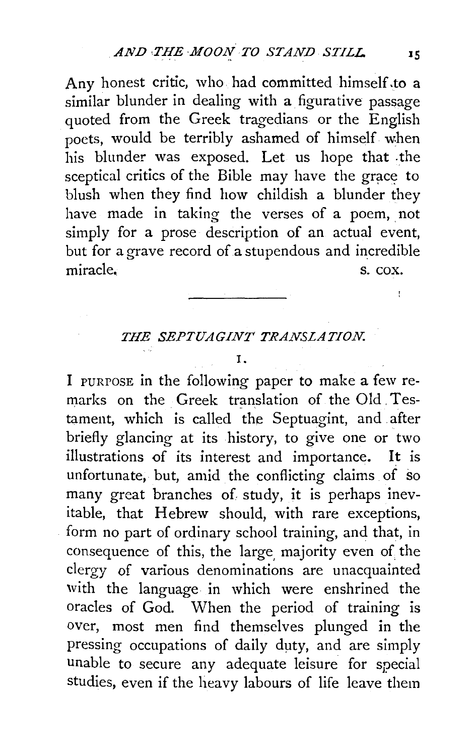Any honest critic, who had committed himself to a similar blunder in dealing with a figurative passage quoted from the Greek tragedians or the English poets, would be terribly ashamed of himself when his blunder was exposed. Let us hope that the sceptical critics of the Bible may have the grace to blush when they find how childish a blunder they have made in taking the verses of a poem, not simply for a prose description of an actual event, but for a grave record of a stupendous and incredible miracle.

S. COX.

---

## *THE SEPTUAGINT TRANSLATION.*

### I.

I PURPOSE in the following paper to make a few remarks on the Greek translation of the Old Testament, which is called the Septuagint, and after briefly glancing at its history, to give one or two illustrations of its interest and importance. It is unfortunate, but, amid the conflicting claims of so many great branches of study, it is perhaps inevitable, that Hebrew should, with rare exceptions, form no part of ordinary school training, and that, in consequence of this, the large majority even of the clergy of various denominations are unacquainted with the language in which were enshrined the oracles of God. When the period of training is over, most men find themselves plunged in the pressing occupations of daily duty, and are simply unable to secure any adequate leisure for special studies, even if the heavy labours of life leave them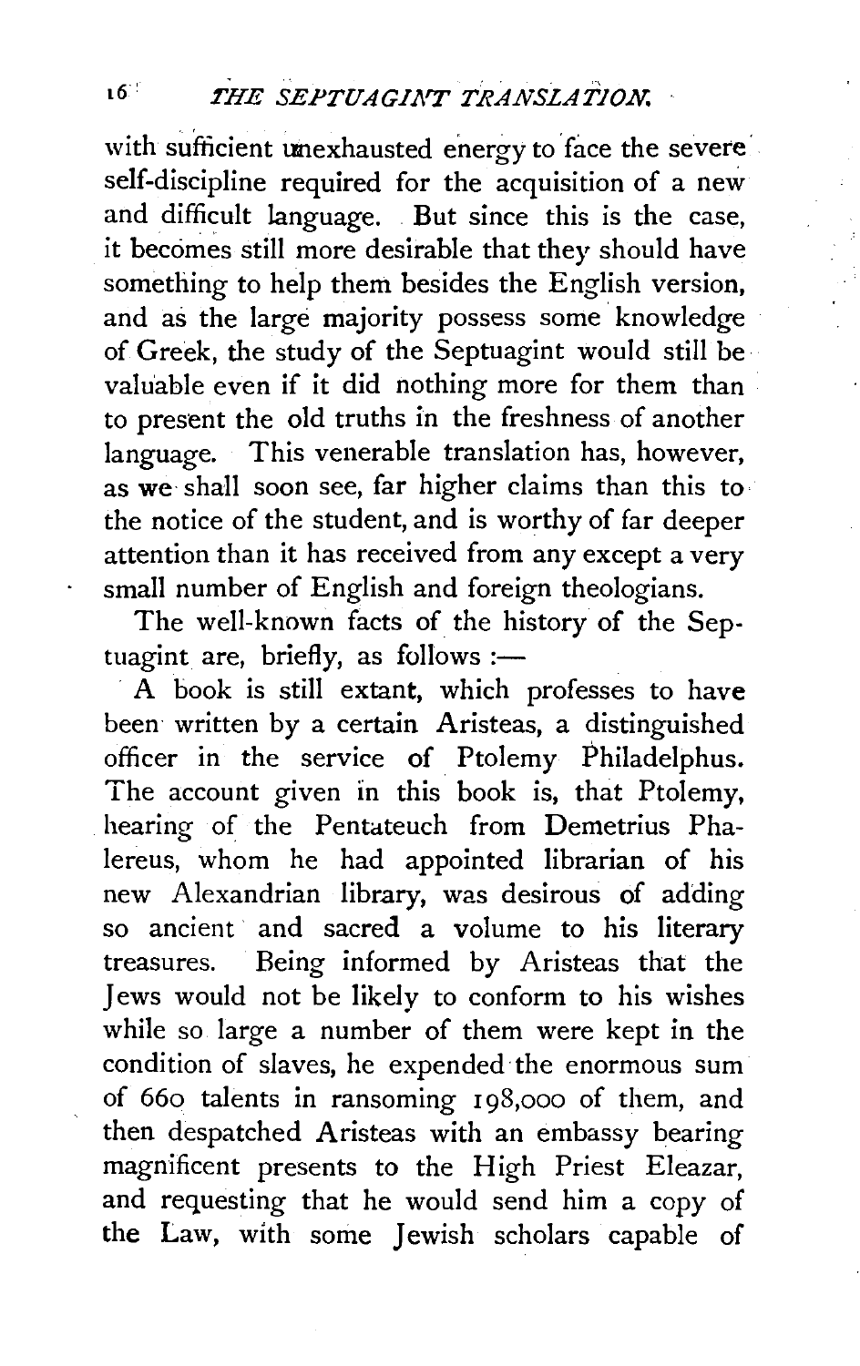with sufficient unexhausted energy to face the severe self-discipline required for the acquisition of a new and difficult language. But since this is the case, it becomes still more desirable that they should have something to help them besides the English version, and as the large majority possess some knowledge of Greek, the study of the Septuagint would still be valuable even if it did nothing more for them than to present the old truths in the freshness of another language. This venerable translation has, however, as we shall soon see, far higher claims than this to the notice of the student, and is worthy of far deeper attention than it has received from any except a very small number of English and foreign theologians.

The well-known facts of the history of the Septuagint are, briefly, as follows :—

A book is still extant, which professes to have been written by a certain Aristeas, a distinguished officer in the service of Ptolemy Philadelphus. The account given in this book is, that Ptolemy, hearing of the Pentateuch from Demetrius Phalereus, whom he had appointed librarian of his new Alexandrian library, was desirous of adding so ancient and sacred a volume to his literary treasures. Being informed by Aristeas that the Jews would not be likely to conform to his wishes while so large a number of them were kept in the condition of slaves, he expended the enormous sum of 660 talents in ransoming 198,000 of them, and then despatched Aristeas with an embassy bearing magnificent presents to the High Priest Eleazar, and requesting that he would send him a copy of the Law, with some Jewish scholars capable of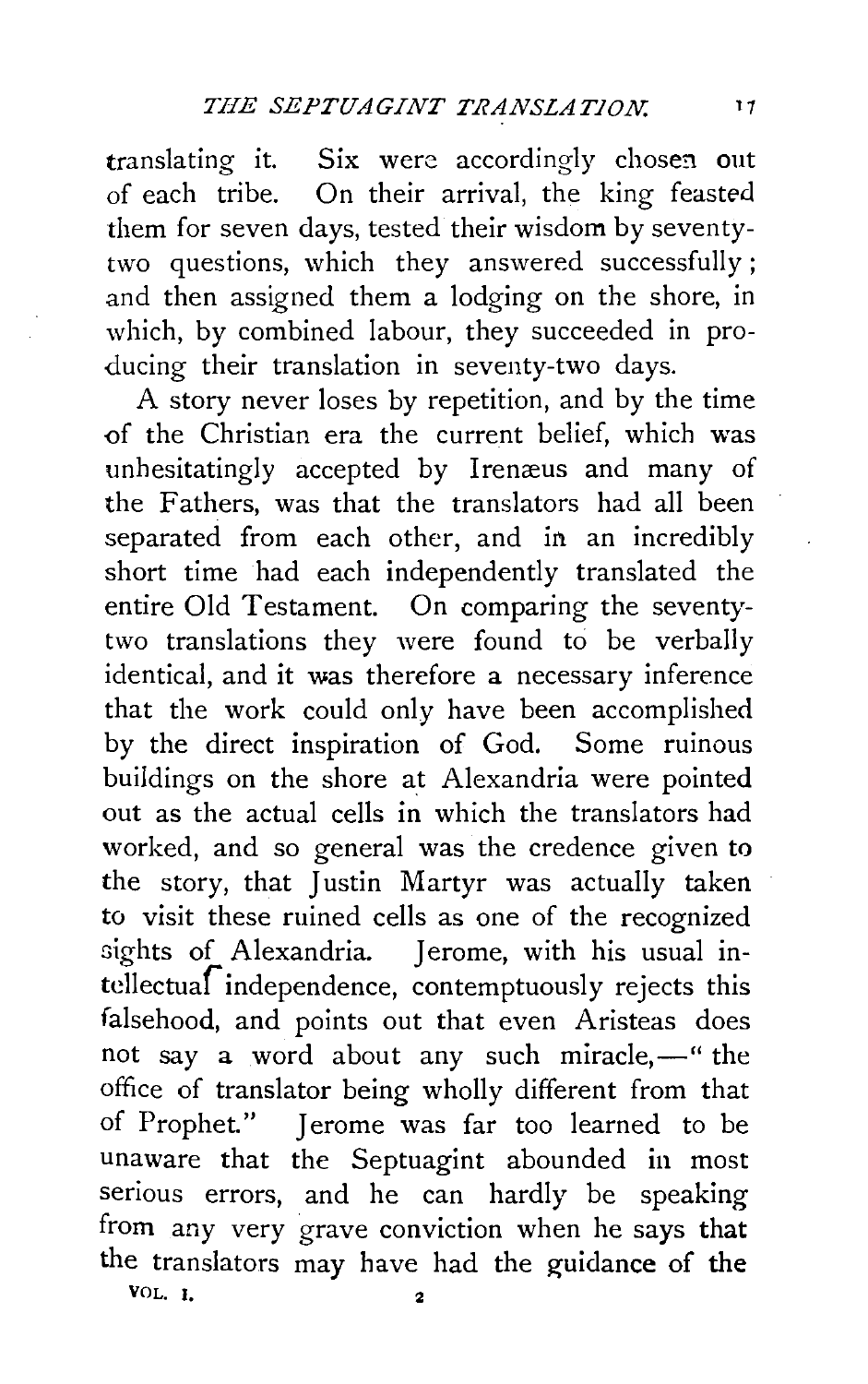translating it. Six were accordingly chosen out of each tribe. On their arrival, the king feasted them for seven days, tested their wisdom by seventy-two questions, which they answered successfully; and then assigned them a lodging on the shore, in which, by combined labour, they succeeded in producing their translation in seventy-two days.

A story never loses by repetition, and by the time of the Christian era the current belief, which was unhesitatingly accepted by Irenæus and many of the Fathers, was that the translators had all been separated from each other, and in an incredibly short time had each independently translated the entire Old Testament. On comparing the seventy-two translations they were found to be verbally identical, and it was therefore a necessary inference that the work could only have been accomplished by the direct inspiration of God. Some ruinous buildings on the shore at Alexandria were pointed out as the actual cells in which the translators had worked, and so general was the credence given to the story, that Justin Martyr was actually taken to visit these ruined cells as one of the recognized sights of Alexandria. Jerome, with his usual intellectual independence, contemptuously rejects this falsehood, and points out that even Aristeas does not say a word about any such miracle,—"the office of translator being wholly different from that of Prophet." Jerome was far too learned to be unaware that the Septuagint abounded in most serious errors, and he can hardly be speaking from any very grave conviction when he says that the translators may have had the guidance of the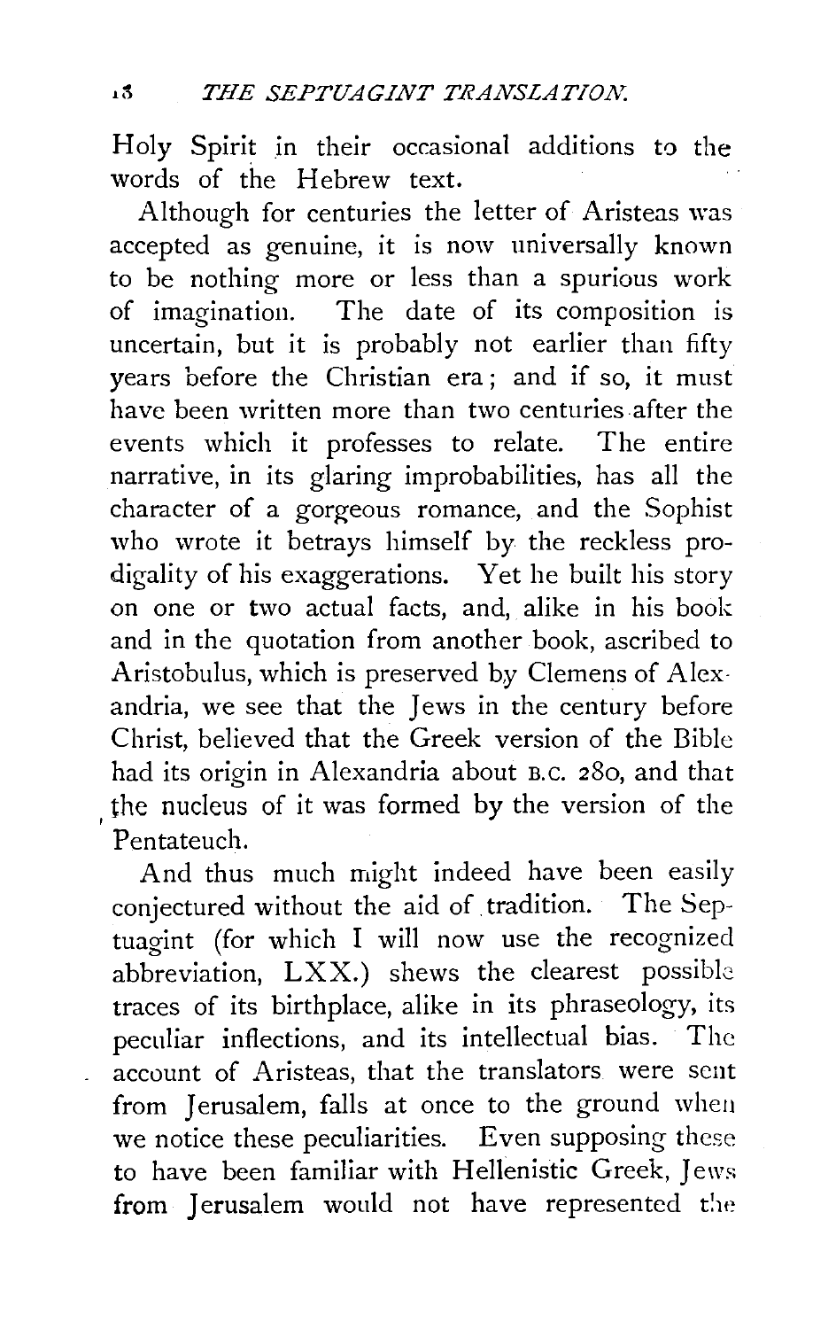Holy Spirit in their occasional additions to the words of the Hebrew text.

Although for centuries the letter of Aristeas was accepted as genuine, it is now universally known to be nothing more or less than a spurious work of imagination. The date of its composition is uncertain, but it is probably not earlier than fifty years before the Christian era; and if so, it must have been written more than two centuries after the events which it professes to relate. The entire narrative, in its glaring improbabilities, has all the character of a gorgeous romance, and the Sophist who wrote it betrays himself by the reckless prodigality of his exaggerations. Yet he built his story on one or two actual facts, and, alike in his book and in the quotation from another book, ascribed to Aristobulus, which is preserved by Clemens of Alexandria, we see that the Jews in the century before Christ, believed that the Greek version of the Bible had its origin in Alexandria about B.C. 280, and that the nucleus of it was formed by the version of the Pentateuch.

And thus much might indeed have been easily conjectured without the aid of tradition. The Septuagint (for which I will now use the recognized abbreviation, LXX.) shews the clearest possible traces of its birthplace, alike in its phraseology, its peculiar inflections, and its intellectual bias. The account of Aristeas, that the translators were sent from Jerusalem, falls at once to the ground when we notice these peculiarities. Even supposing these to have been familiar with Hellenistic Greek, Jews from Jerusalem would not have represented the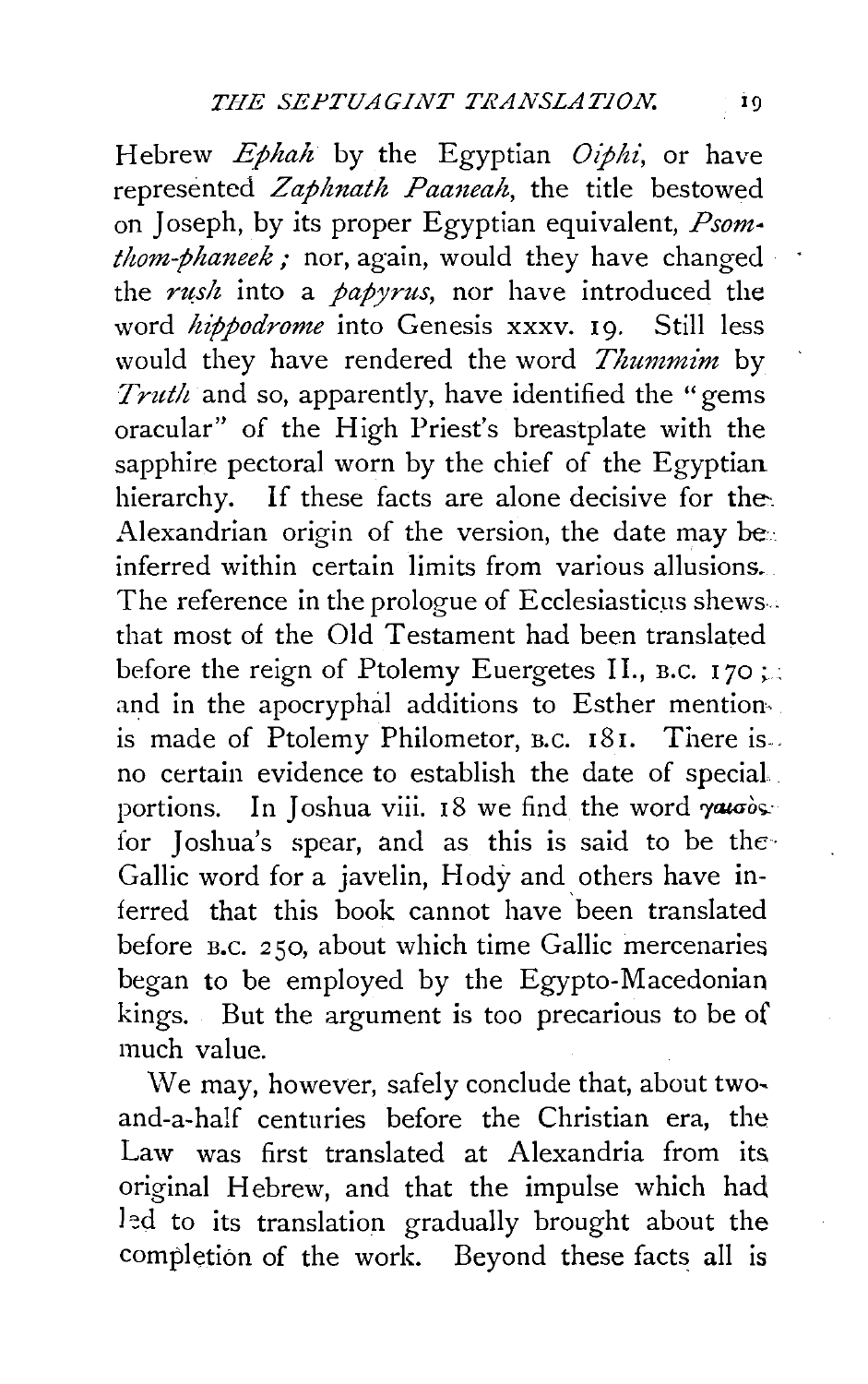Hebrew *Ephah* by the Egyptian *Oiphi*, or have represented *Zaphnath Paaneah*, the title bestowed on Joseph, by its proper Egyptian equivalent, *Psomthom-phaneek;* nor, again, would they have changed the *rush* into a *papyrus*, nor have introduced the word *hippodrome* into Genesis xxxv. 19. Still less would they have rendered the word *Thummim* by *Truth* and so, apparently, have identified the "gems oracular" of the High Priest's breastplate with the sapphire pectoral worn by the chief of the Egyptian hierarchy. If these facts are alone decisive for the Alexandrian origin of the version, the date may be inferred within certain limits from various allusions. The reference in the prologue of Ecclesiasticus shews that most of the Old Testament had been translated before the reign of Ptolemy Euergetes II., B.C. 170; and in the apocryphal additions to Esther mention is made of Ptolemy Philometor, B.C. 181. There is no certain evidence to establish the date of special portions. In Joshua viii. 18 we find the word γαισὸς for Joshua's spear, and as this is said to be the Gallic word for a javelin, Hody and others have inferred that this book cannot have been translated before B.C. 250, about which time Gallic mercenaries began to be employed by the Egypto-Macedonian kings. But the argument is too precarious to be of much value.

We may, however, safely conclude that, about two-and-a-half centuries before the Christian era, the Law was first translated at Alexandria from its original Hebrew, and that the impulse which had led to its translation gradually brought about the completion of the work. Beyond these facts all is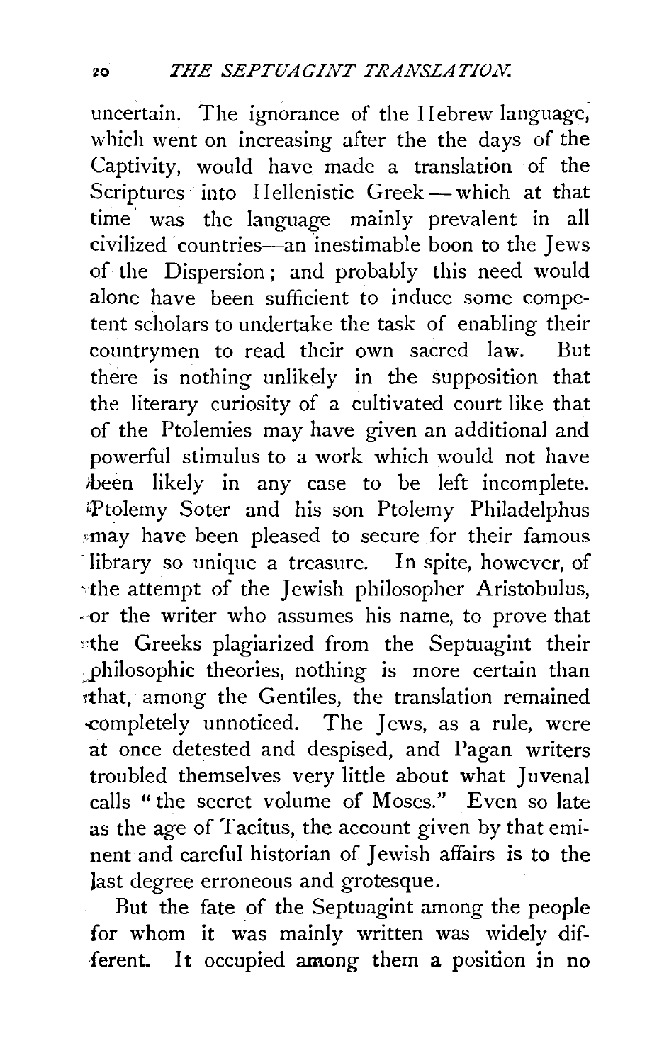uncertain. The ignorance of the Hebrew language, which went on increasing after the the days of the Captivity, would have made a translation of the Scriptures into Hellenistic Greek — which at that time was the language mainly prevalent in all civilized countries—an inestimable boon to the Jews of the Dispersion; and probably this need would alone have been sufficient to induce some competent scholars to undertake the task of enabling their countrymen to read their own sacred law. But there is nothing unlikely in the supposition that the literary curiosity of a cultivated court like that of the Ptolemies may have given an additional and powerful stimulus to a work which would not have been likely in any case to be left incomplete. Ptolemy Soter and his son Ptolemy Philadelphus may have been pleased to secure for their famous library so unique a treasure. In spite, however, of the attempt of the Jewish philosopher Aristobulus, or the writer who assumes his name, to prove that the Greeks plagiarized from the Septuagint their philosophic theories, nothing is more certain than that, among the Gentiles, the translation remained completely unnoticed. The Jews, as a rule, were at once detested and despised, and Pagan writers troubled themselves very little about what Juvenal calls "the secret volume of Moses." Even so late as the age of Tacitus, the account given by that eminent and careful historian of Jewish affairs is to the last degree erroneous and grotesque.

But the fate of the Septuagint among the people for whom it was mainly written was widely different. It occupied among them a position in no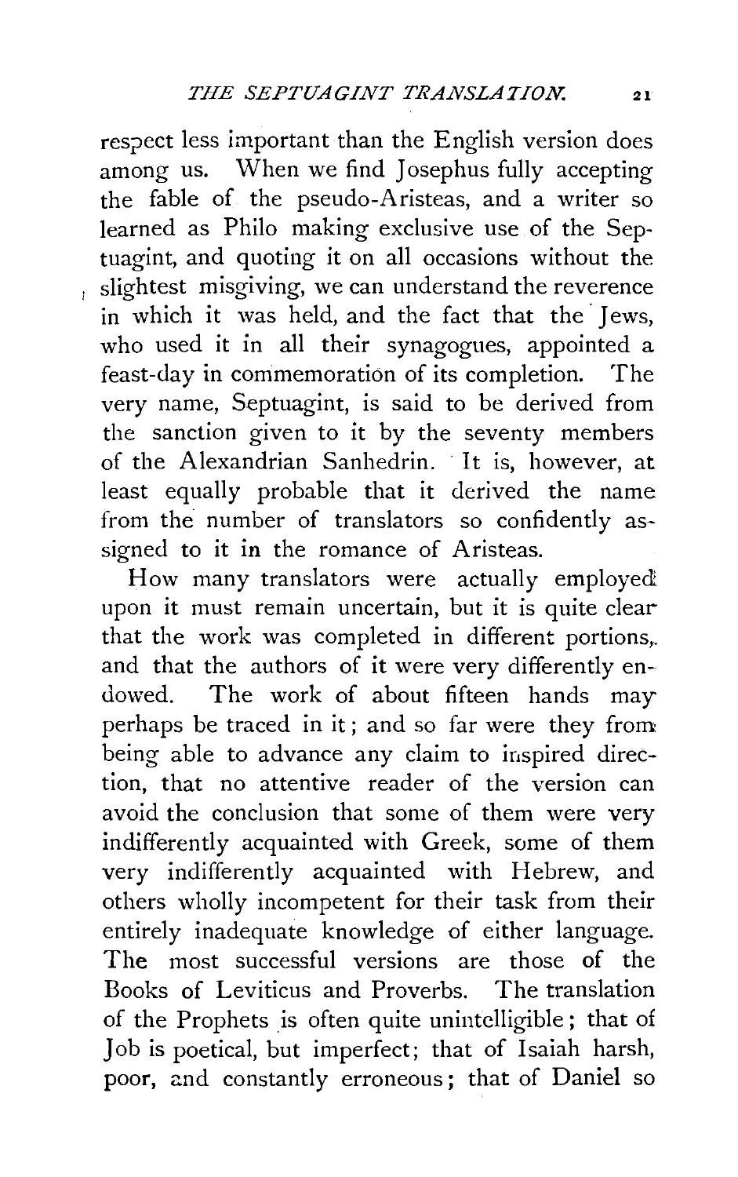respect less important than the English version does among us. When we find Josephus fully accepting the fable of the pseudo-Aristeas, and a writer so learned as Philo making exclusive use of the Septuagint, and quoting it on all occasions without the slightest misgiving, we can understand the reverence in which it was held, and the fact that the Jews, who used it in all their synagogues, appointed a feast-day in commemoration of its completion. The very name, Septuagint, is said to be derived from the sanction given to it by the seventy members of the Alexandrian Sanhedrin. It is, however, at least equally probable that it derived the name from the number of translators so confidently assigned to it in the romance of Aristeas.

How many translators were actually employed upon it must remain uncertain, but it is quite clear that the work was completed in different portions, and that the authors of it were very differently endowed. The work of about fifteen hands may perhaps be traced in it; and so far were they from being able to advance any claim to inspired direction, that no attentive reader of the version can avoid the conclusion that some of them were very indifferently acquainted with Greek, some of them very indifferently acquainted with Hebrew, and others wholly incompetent for their task from their entirely inadequate knowledge of either language. The most successful versions are those of the Books of Leviticus and Proverbs. The translation of the Prophets is often quite unintelligible; that of Job is poetical, but imperfect; that of Isaiah harsh, poor, and constantly erroneous; that of Daniel so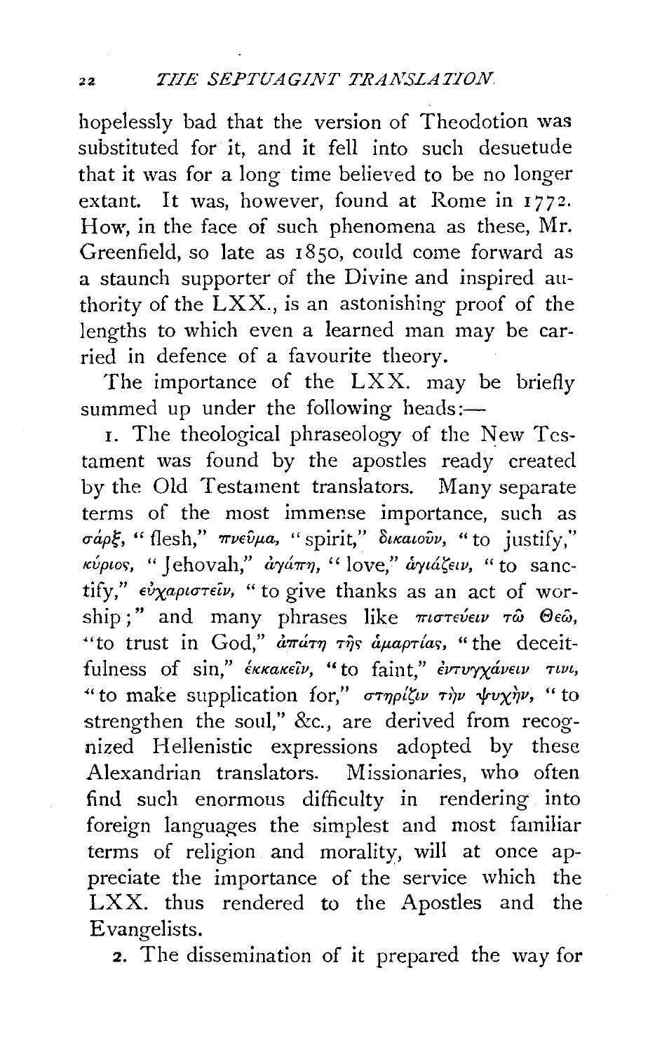hopelessly bad that the version of Theodotion was substituted for it, and it fell into such desuetude that it was for a long time believed to be no longer extant. It was, however, found at Rome in 1772. How, in the face of such phenomena as these, Mr. Greenfield, so late as 1850, could come forward as a staunch supporter of the Divine and inspired authority of the LXX., is an astonishing proof of the lengths to which even a learned man may be carried in defence of a favourite theory.

The importance of the LXX. may be briefly summed up under the following heads:—

1. The theological phraseology of the New Testament was found by the apostles ready created by the Old Testament translators. Many separate terms of the most immense importance, such as σάρξ, "flesh," πνεῦμα, "spirit," δικαιοῦν, "to justify," κύριος, "Jehovah," ἀγάπη, "love," ἁγιάζειν, "to sanctify," εὐχαριστεῖν, "to give thanks as an act of worship;" and many phrases like πιστεύειν τῷ Θεῷ, "to trust in God," ἀπάτη τῆς ἁμαρτίας, "the deceitfulness of sin," ἐκκακεῖν, "to faint," ἐντυγχάνειν τινι, "to make supplication for," στηρίζιν τὴν ψυχὴν, "to strengthen the soul," &c., are derived from recognized Hellenistic expressions adopted by these Alexandrian translators. Missionaries, who often find such enormous difficulty in rendering into foreign languages the simplest and most familiar terms of religion and morality, will at once appreciate the importance of the service which the LXX. thus rendered to the Apostles and the Evangelists.

2. The dissemination of it prepared the way for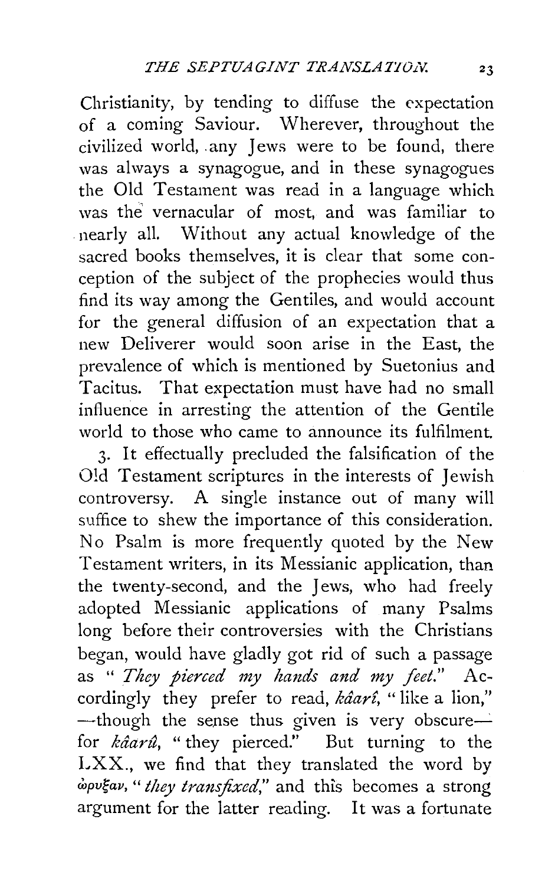Christianity, by tending to diffuse the expectation of a coming Saviour. Wherever, throughout the civilized world, any Jews were to be found, there was always a synagogue, and in these synagogues the Old Testament was read in a language which was the vernacular of most, and was familiar to nearly all. Without any actual knowledge of the sacred books themselves, it is clear that some conception of the subject of the prophecies would thus find its way among the Gentiles, and would account for the general diffusion of an expectation that a new Deliverer would soon arise in the East, the prevalence of which is mentioned by Suetonius and Tacitus. That expectation must have had no small influence in arresting the attention of the Gentile world to those who came to announce its fulfilment.

3. It effectually precluded the falsification of the Old Testament scriptures in the interests of Jewish controversy. A single instance out of many will suffice to shew the importance of this consideration. No Psalm is more frequently quoted by the New Testament writers, in its Messianic application, than the twenty-second, and the Jews, who had freely adopted Messianic applications of many Psalms long before their controversies with the Christians began, would have gladly got rid of such a passage as "*They pierced my hands and my feet.*" Accordingly they prefer to read, *kâarî*, "like a lion," —though the sense thus given is very obscure— for *kâarû*, "they pierced." But turning to the LXX., we find that they translated the word by ὤρυξαν, "*they transfixed*," and this becomes a strong argument for the latter reading. It was a fortunate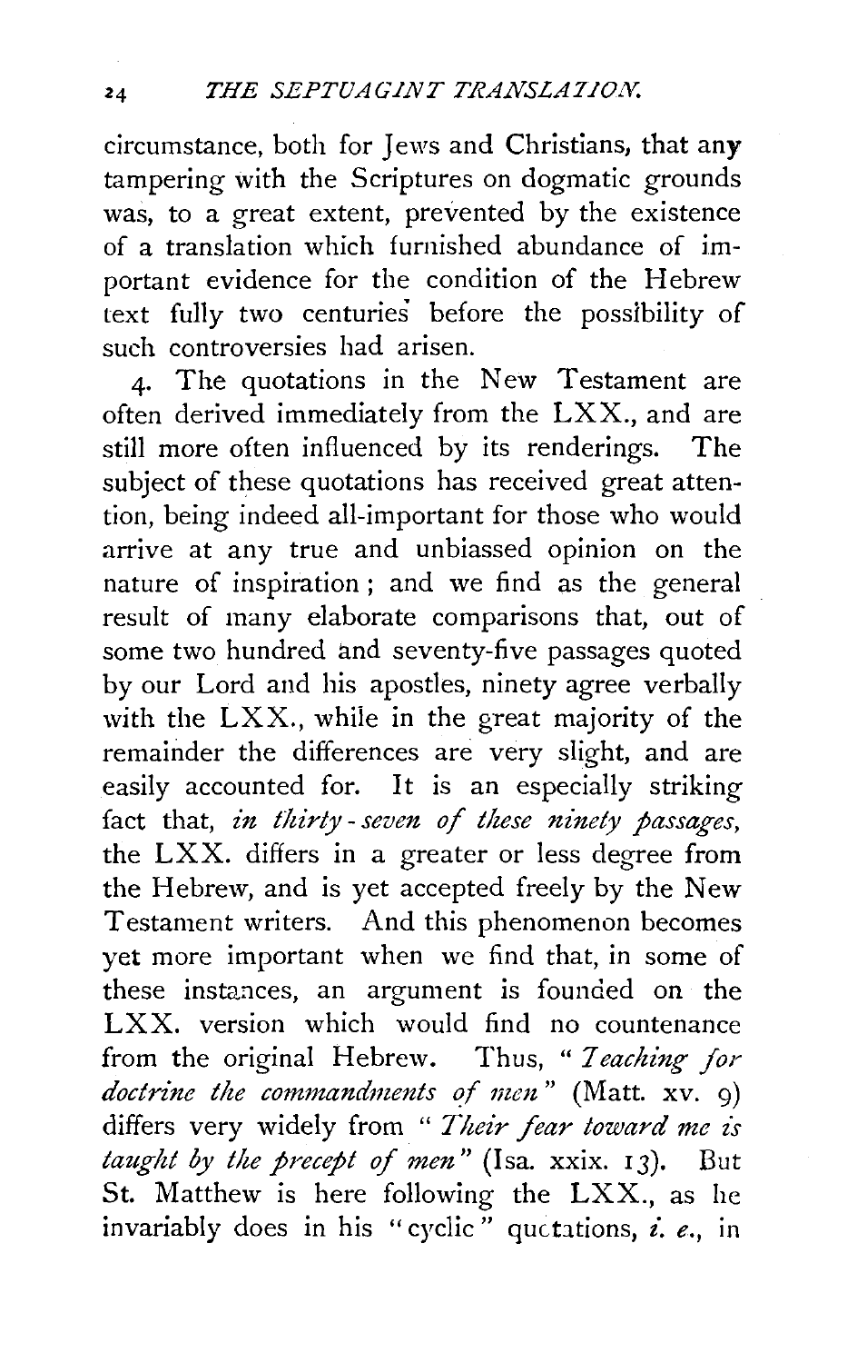circumstance, both for Jews and Christians, that any tampering with the Scriptures on dogmatic grounds was, to a great extent, prevented by the existence of a translation which furnished abundance of important evidence for the condition of the Hebrew text fully two centuries before the possibility of such controversies had arisen.

4. The quotations in the New Testament are often derived immediately from the LXX., and are still more often influenced by its renderings. The subject of these quotations has received great attention, being indeed all-important for those who would arrive at any true and unbiassed opinion on the nature of inspiration; and we find as the general result of many elaborate comparisons that, out of some two hundred and seventy-five passages quoted by our Lord and his apostles, ninety agree verbally with the LXX., while in the great majority of the remainder the differences are very slight, and are easily accounted for. It is an especially striking fact that, *in thirty-seven of these ninety passages*, the LXX. differs in a greater or less degree from the Hebrew, and is yet accepted freely by the New Testament writers. And this phenomenon becomes yet more important when we find that, in some of these instances, an argument is founded on the LXX. version which would find no countenance from the original Hebrew. Thus, "*Teaching for doctrine the commandments of men*" (Matt. xv. 9) differs very widely from "*Their fear toward me is taught by the precept of men*" (Isa. xxix. 13). But St. Matthew is here following the LXX., as he invariably does in his "cyclic" quotations, *i. e.*, in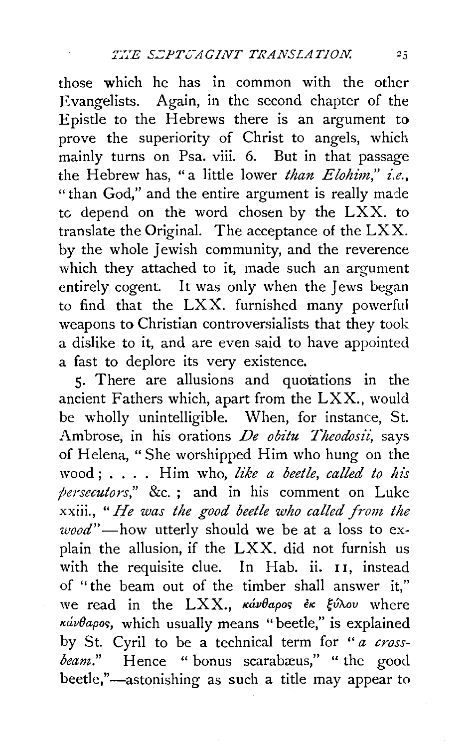those which he has in common with the other Evangelists. Again, in the second chapter of the Epistle to the Hebrews there is an argument to prove the superiority of Christ to angels, which mainly turns on Psa. viii. 6. But in that passage the Hebrew has, "a little lower *than Elohim*," *i.e.*, "than God," and the entire argument is really made to depend on the word chosen by the LXX. to translate the Original. The acceptance of the LXX. by the whole Jewish community, and the reverence which they attached to it, made such an argument entirely cogent. It was only when the Jews began to find that the LXX. furnished many powerful weapons to Christian controversialists that they took a dislike to it, and are even said to have appointed a fast to deplore its very existence.

5. There are allusions and quotations in the ancient Fathers which, apart from the LXX., would be wholly unintelligible. When, for instance, St. Ambrose, in his orations *De obitu Theodosii*, says of Helena, "She worshipped Him who hung on the wood; . . . . Him who, *like a beetle, called to his persecutors*," &c.; and in his comment on Luke xxiii., "*He was the good beetle who called from the wood*"—how utterly should we be at a loss to explain the allusion, if the LXX. did not furnish us with the requisite clue. In Hab. ii. 11, instead of "the beam out of the timber shall answer it," we read in the LXX., *κάνθαρος ἐκ ξύλου* where *κάνθαρος*, which usually means "beetle," is explained by St. Cyril to be a technical term for "*a cross-beam*." Hence "bonus scarabæus," "the good beetle,"—astonishing as such a title may appear to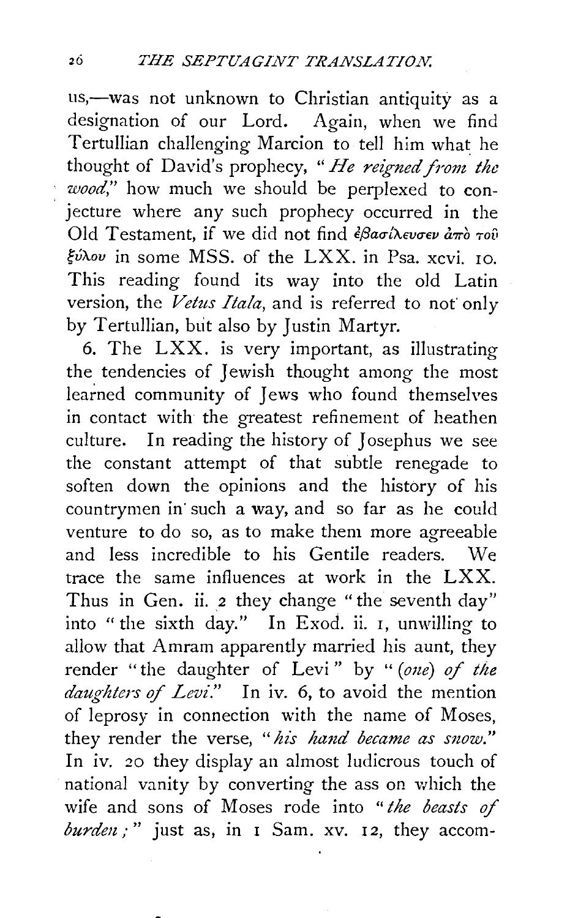us,—was not unknown to Christian antiquity as a designation of our Lord. Again, when we find Tertullian challenging Marcion to tell him what he thought of David's prophecy, "*He reigned from the wood*," how much we should be perplexed to conjecture where any such prophecy occurred in the Old Testament, if we did not find ἐβασίλευσεν ἀπὸ τοῦ ξύλου in some MSS. of the LXX. in Psa. xcvi. 10. This reading found its way into the old Latin version, the *Vetus Itala*, and is referred to not only by Tertullian, but also by Justin Martyr.

6. The LXX. is very important, as illustrating the tendencies of Jewish thought among the most learned community of Jews who found themselves in contact with the greatest refinement of heathen culture. In reading the history of Josephus we see the constant attempt of that subtle renegade to soften down the opinions and the history of his countrymen in such a way, and so far as he could venture to do so, as to make them more agreeable and less incredible to his Gentile readers. We trace the same influences at work in the LXX. Thus in Gen. ii. 2 they change "the seventh day" into "the sixth day." In Exod. ii. 1, unwilling to allow that Amram apparently married his aunt, they render "the daughter of Levi" by "(*one*) *of the daughters of Levi*." In iv. 6, to avoid the mention of leprosy in connection with the name of Moses, they render the verse, "*his hand became as snow*." In iv. 20 they display an almost ludicrous touch of national vanity by converting the ass on which the wife and sons of Moses rode into "*the beasts of burden*;" just as, in 1 Sam. xv. 12, they accom-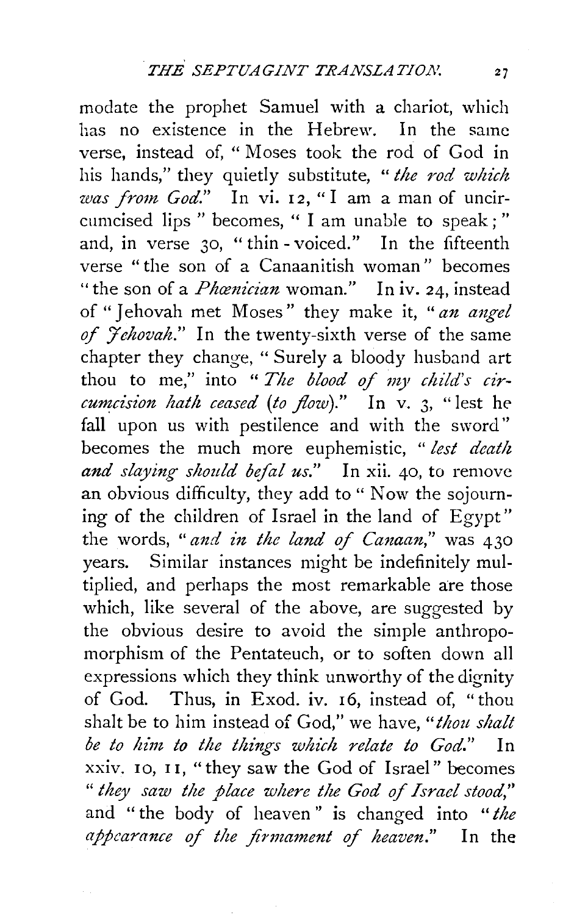modate the prophet Samuel with a chariot, which has no existence in the Hebrew. In the same verse, instead of, "Moses took the rod of God in his hands," they quietly substitute, "*the rod which was from God*." In vi. 12, "I am a man of uncircumcised lips" becomes, "I am unable to speak;" and, in verse 30, "thin-voiced." In the fifteenth verse "the son of a Canaanitish woman" becomes "the son of a *Phœnician* woman." In iv. 24, instead of "Jehovah met Moses" they make it, "*an angel of Jehovah*." In the twenty-sixth verse of the same chapter they change, "Surely a bloody husband art thou to me," into "*The blood of my child's circumcision hath ceased (to flow)*." In v. 3, "lest he fall upon us with pestilence and with the sword" becomes the much more euphemistic, "*lest death and slaying should befal us*." In xii. 40, to remove an obvious difficulty, they add to "Now the sojourning of the children of Israel in the land of Egypt" the words, "*and in the land of Canaan*," was 430 years. Similar instances might be indefinitely multiplied, and perhaps the most remarkable are those which, like several of the above, are suggested by the obvious desire to avoid the simple anthropomorphism of the Pentateuch, or to soften down all expressions which they think unworthy of the dignity of God. Thus, in Exod. iv. 16, instead of, "thou shalt be to him instead of God," we have, "*thou shalt be to him to the things which relate to God*." In xxiv. 10, 11, "they saw the God of Israel" becomes "*they saw the place where the God of Israel stood*," and "the body of heaven" is changed into "*the appearance of the firmament of heaven*." In the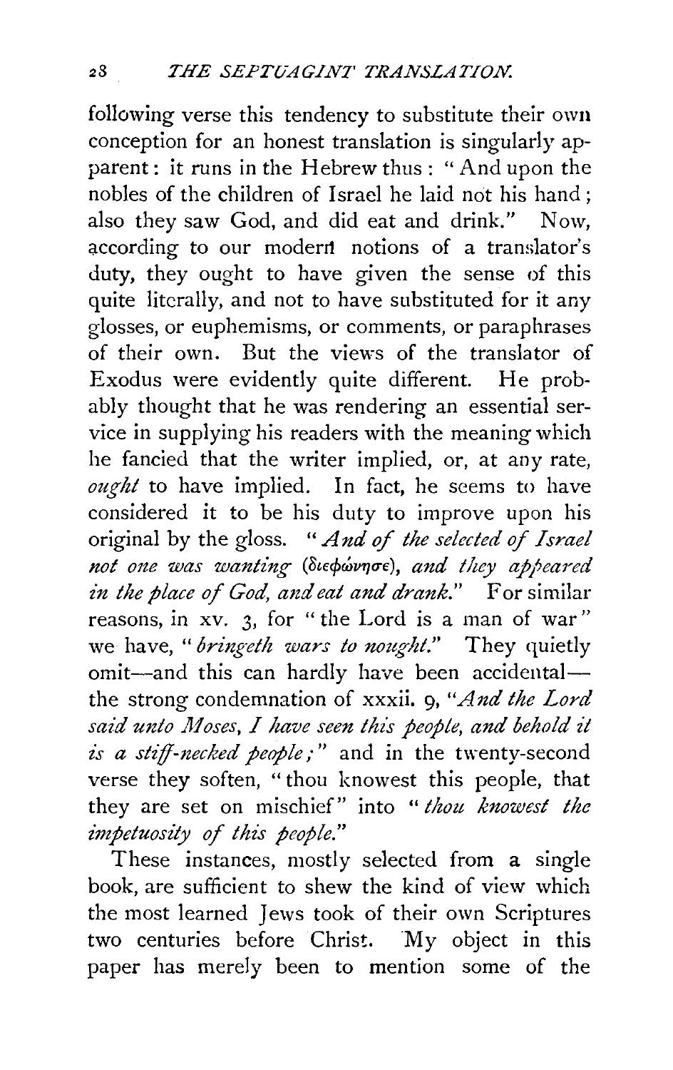following verse this tendency to substitute their own conception for an honest translation is singularly apparent: it runs in the Hebrew thus: "And upon the nobles of the children of Israel he laid not his hand; also they saw God, and did eat and drink." Now, according to our modern notions of a translator's duty, they ought to have given the sense of this quite literally, and not to have substituted for it any glosses, or euphemisms, or comments, or paraphrases of their own. But the views of the translator of Exodus were evidently quite different. He probably thought that he was rendering an essential service in supplying his readers with the meaning which he fancied that the writer implied, or, at any rate, *ought* to have implied. In fact, he seems to have considered it to be his duty to improve upon his original by the gloss. "*And of the selected of Israel not one was wanting* (διεφώνησε), *and they appeared in the place of God, and eat and drank.*" For similar reasons, in xv. 3, for "the Lord is a man of war" we have, "*bringeth wars to nought.*" They quietly omit—and this can hardly have been accidental—the strong condemnation of xxxii. 9, "*And the Lord said unto Moses, I have seen this people, and behold it is a stiff-necked people;*" and in the twenty-second verse they soften, "thou knowest this people, that they are set on mischief" into "*thou knowest the impetuosity of this people.*"

These instances, mostly selected from a single book, are sufficient to shew the kind of view which the most learned Jews took of their own Scriptures two centuries before Christ. My object in this paper has merely been to mention some of the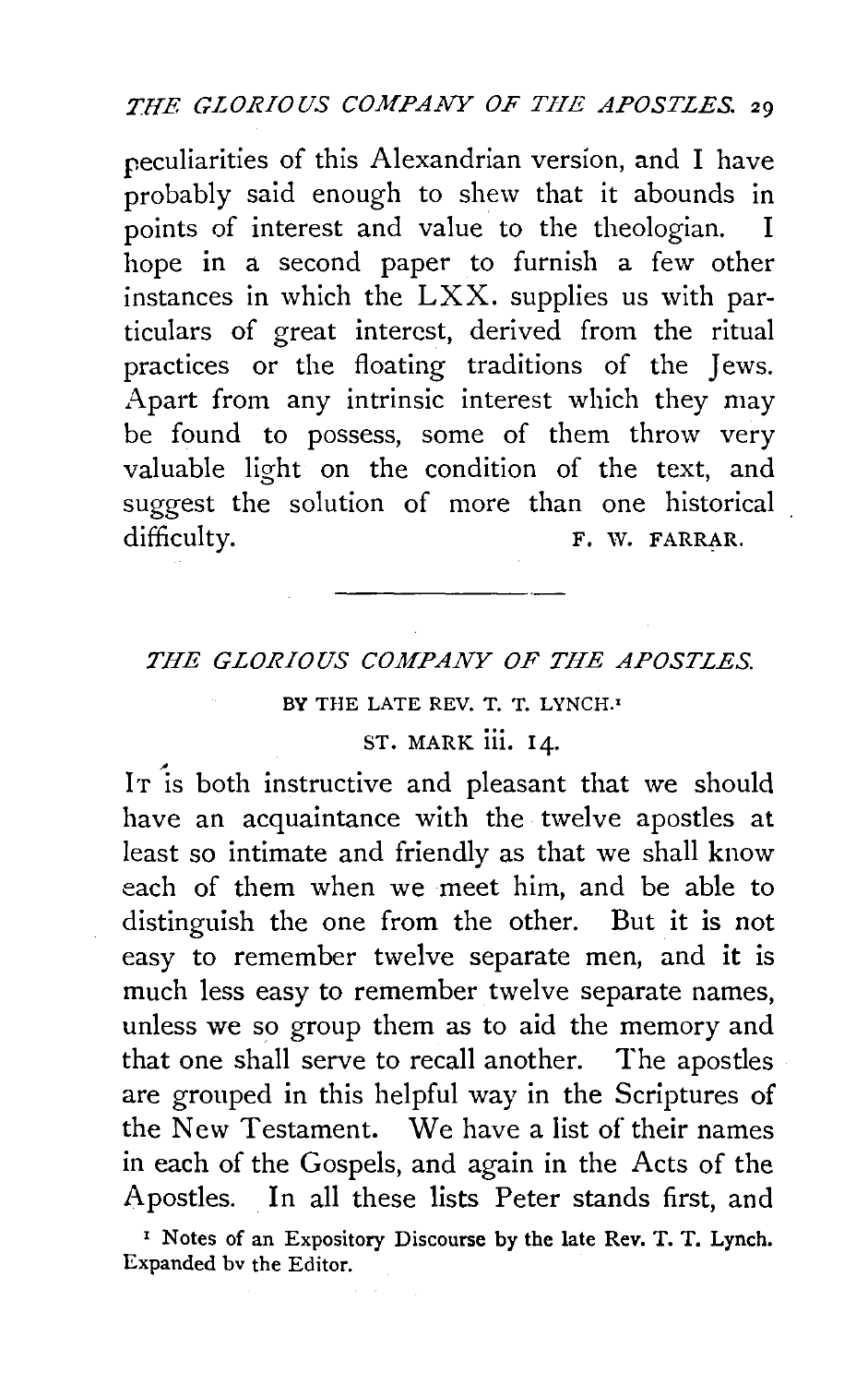peculiarities of this Alexandrian version, and I have probably said enough to shew that it abounds in points of interest and value to the theologian. I hope in a second paper to furnish a few other instances in which the LXX. supplies us with particulars of great interest, derived from the ritual practices or the floating traditions of the Jews. Apart from any intrinsic interest which they may be found to possess, some of them throw very valuable light on the condition of the text, and suggest the solution of more than one historical difficulty.

F. W. FARRAR.

---

## *THE GLORIOUS COMPANY OF THE APOSTLES.*

BY THE LATE REV. T. T. LYNCH.[1]

ST. MARK iii. 14.

IT is both instructive and pleasant that we should have an acquaintance with the twelve apostles at least so intimate and friendly as that we shall know each of them when we meet him, and be able to distinguish the one from the other. But it is not easy to remember twelve separate men, and it is much less easy to remember twelve separate names, unless we so group them as to aid the memory and that one shall serve to recall another. The apostles are grouped in this helpful way in the Scriptures of the New Testament. We have a list of their names in each of the Gospels, and again in the Acts of the Apostles. In all these lists Peter stands first, and

[1] Notes of an Expository Discourse by the late Rev. T. T. Lynch. Expanded by the Editor.